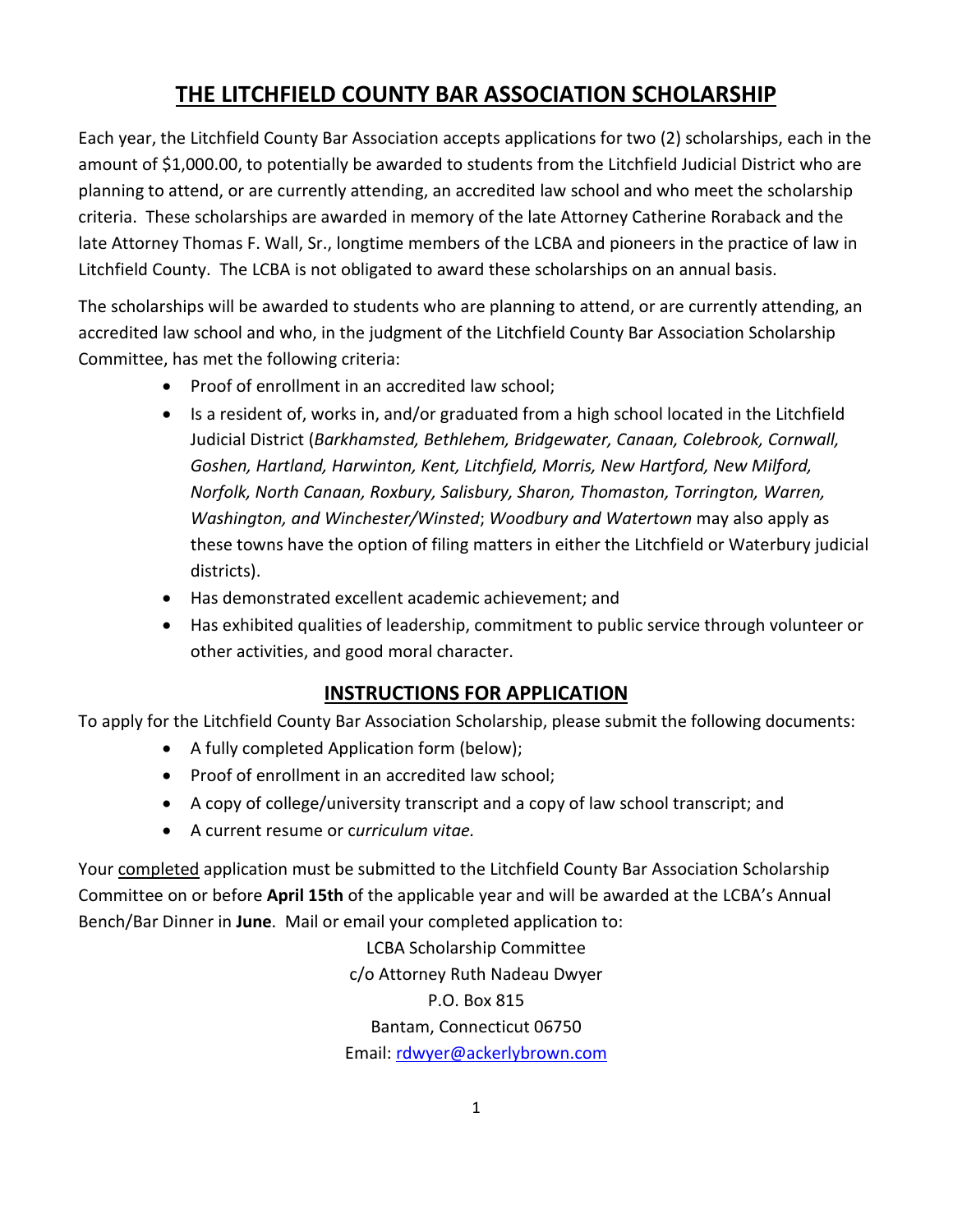# THE LITCHFIELD COUNTY BAR ASSOCIATION SCHOLARSHIP

Each year, the Litchfield County Bar Association accepts applications for two (2) scholarships, each in the amount of $1,000.00, to potentially be awarded to students from the Litchfield Judicial District who are planning to attend, or are currently attending, an accredited law school and who meet the scholarship criteria. These scholarships are awarded in memory of the late Attorney Catherine Roraback and the late Attorney Thomas F. Wall, Sr., longtime members of the LCBA and pioneers in the practice of law in Litchfield County. The LCBA is not obligated to award these scholarships on an annual basis.

The scholarships will be awarded to students who are planning to attend, or are currently attending, an accredited law school and who, in the judgment of the Litchfield County Bar Association Scholarship Committee, has met the following criteria:

- Proof of enrollment in an accredited law school;
- Is a resident of, works in, and/or graduated from a high school located in the Litchfield Judicial District (*Barkhamsted, Bethlehem, Bridgewater, Canaan, Colebrook, Cornwall, Goshen, Hartland, Harwinton, Kent, Litchfield, Morris, New Hartford, New Milford, Norfolk, North Canaan, Roxbury, Salisbury, Sharon, Thomaston, Torrington, Warren, Washington, and Winchester/Winsted*; *Woodbury and Watertown* may also apply as these towns have the option of filing matters in either the Litchfield or Waterbury judicial districts).
- Has demonstrated excellent academic achievement; and
- Has exhibited qualities of leadership, commitment to public service through volunteer or other activities, and good moral character.

## INSTRUCTIONS FOR APPLICATION

To apply for the Litchfield County Bar Association Scholarship, please submit the following documents:

- A fully completed Application form (below);
- Proof of enrollment in an accredited law school;
- A copy of college/university transcript and a copy of law school transcript; and
- A current resume or c*urriculum vitae.*

Your completed application must be submitted to the Litchfield County Bar Association Scholarship Committee on or before **April 15th** of the applicable year and will be awarded at the LCBA's Annual Bench/Bar Dinner in **June**. Mail or email your completed application to:

LCBA Scholarship Committee
c/o Attorney Ruth Nadeau Dwyer
P.O. Box 815
Bantam, Connecticut 06750
Email: rdwyer@ackerlybrown.com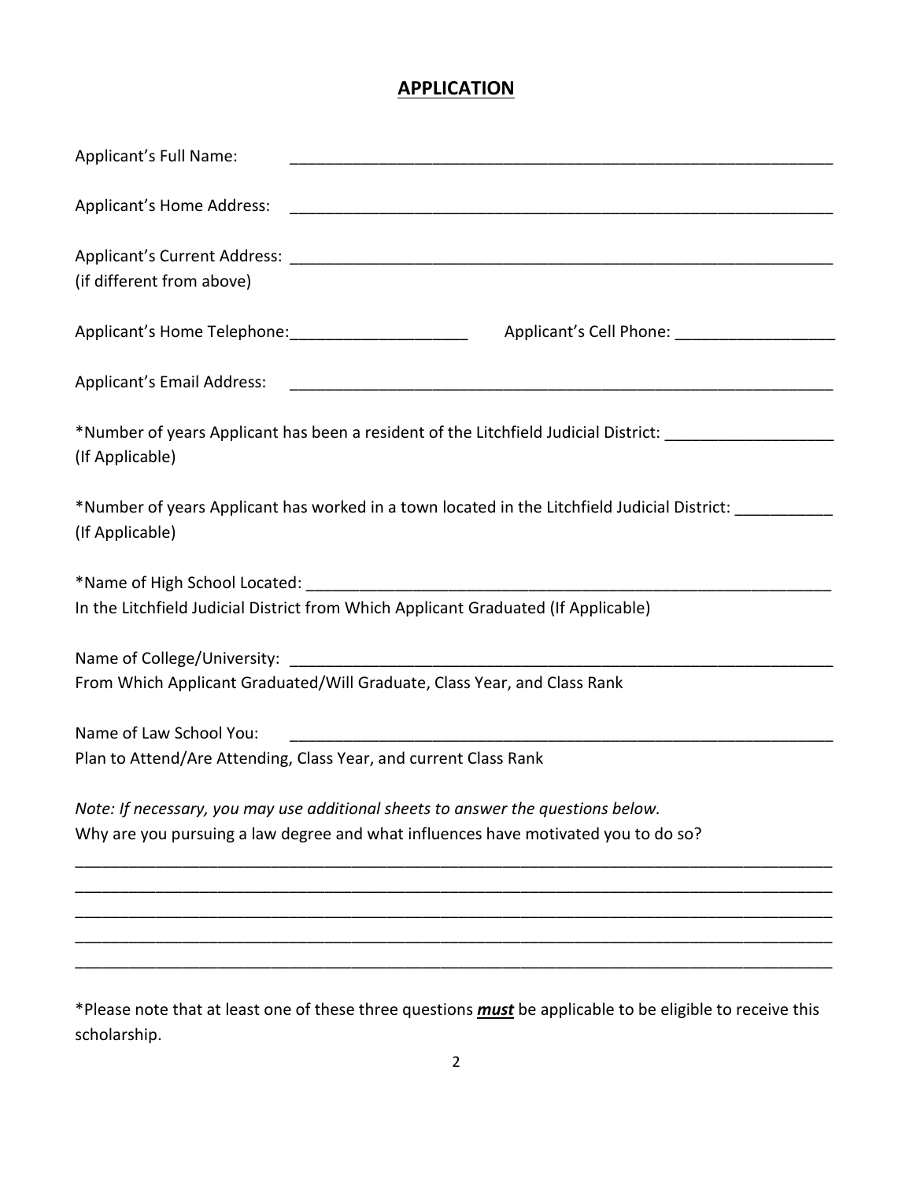## APPLICATION

Applicant's Full Name: ______________________________________________________________

Applicant's Home Address: ______________________________________________________________

Applicant's Current Address: ______________________________________________________________
(if different from above)

Applicant's Home Telephone: ____________________ Applicant's Cell Phone: __________________

Applicant's Email Address: ______________________________________________________________

*Number of years Applicant has been a resident of the Litchfield Judicial District: ___________________
(If Applicable)

*Number of years Applicant has worked in a town located in the Litchfield Judicial District: ___________
(If Applicable)

*Name of High School Located: ______________________________________________________________
In the Litchfield Judicial District from Which Applicant Graduated (If Applicable)

Name of College/University: ______________________________________________________________
From Which Applicant Graduated/Will Graduate, Class Year, and Class Rank

Name of Law School You: ______________________________________________________________
Plan to Attend/Are Attending, Class Year, and current Class Rank

*Note: If necessary, you may use additional sheets to answer the questions below.*
Why are you pursuing a law degree and what influences have motivated you to do so?

______________________________________________________________________________________
______________________________________________________________________________________
______________________________________________________________________________________
______________________________________________________________________________________
______________________________________________________________________________________

*Please note that at least one of these three questions ***must*** be applicable to be eligible to receive this scholarship.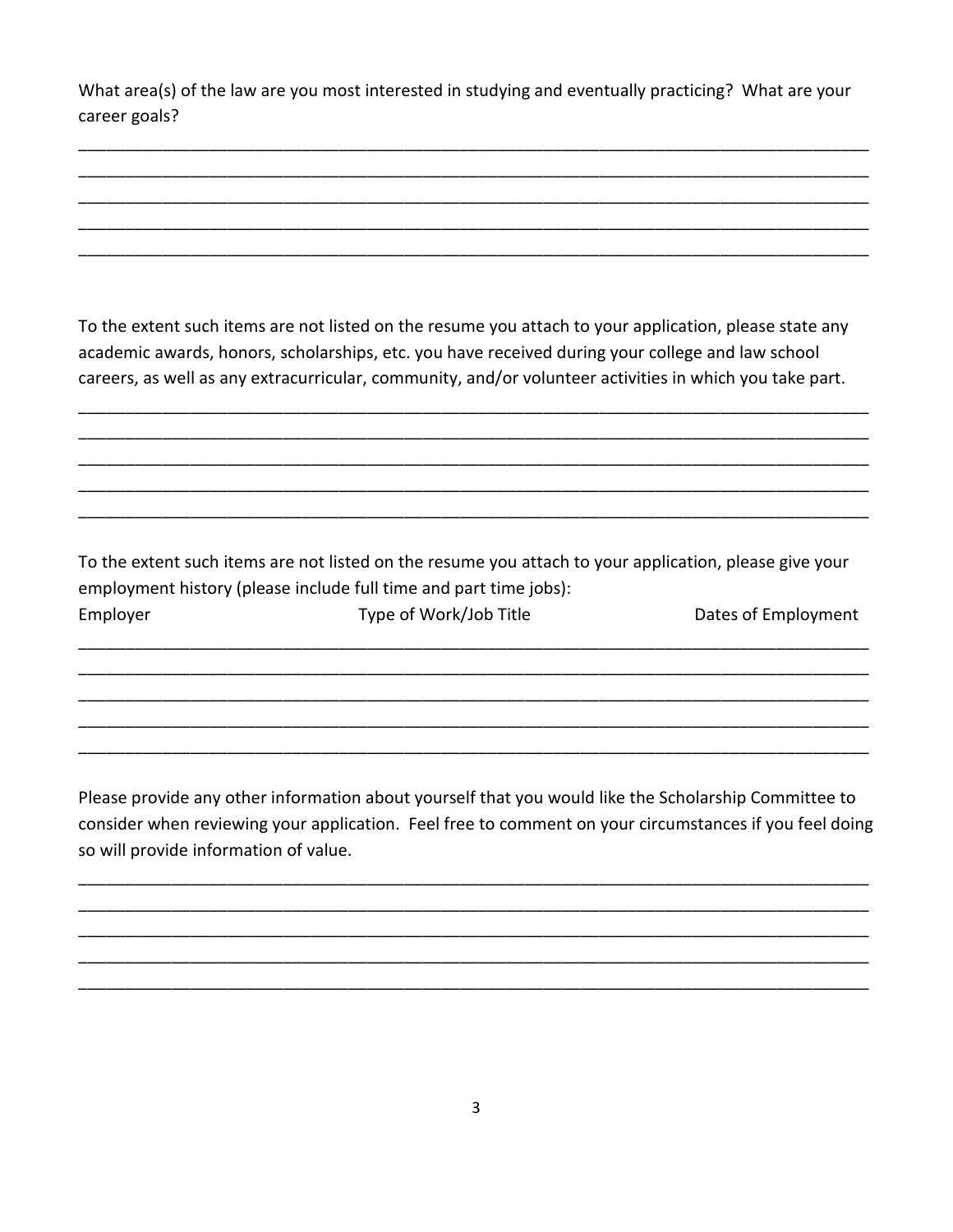What area(s) of the law are you most interested in studying and eventually practicing? What are your career goals?

______________________________________________________________________________________
______________________________________________________________________________________
______________________________________________________________________________________
______________________________________________________________________________________
______________________________________________________________________________________

To the extent such items are not listed on the resume you attach to your application, please state any academic awards, honors, scholarships, etc. you have received during your college and law school careers, as well as any extracurricular, community, and/or volunteer activities in which you take part.

______________________________________________________________________________________
______________________________________________________________________________________
______________________________________________________________________________________
______________________________________________________________________________________
______________________________________________________________________________________

To the extent such items are not listed on the resume you attach to your application, please give your employment history (please include full time and part time jobs):

| Employer | Type of Work/Job Title | Dates of Employment |
|---|---|---|
| | | |
| | | |
| | | |
| | | |
| | | |

Please provide any other information about yourself that you would like the Scholarship Committee to consider when reviewing your application. Feel free to comment on your circumstances if you feel doing so will provide information of value.

______________________________________________________________________________________
______________________________________________________________________________________
______________________________________________________________________________________
______________________________________________________________________________________
______________________________________________________________________________________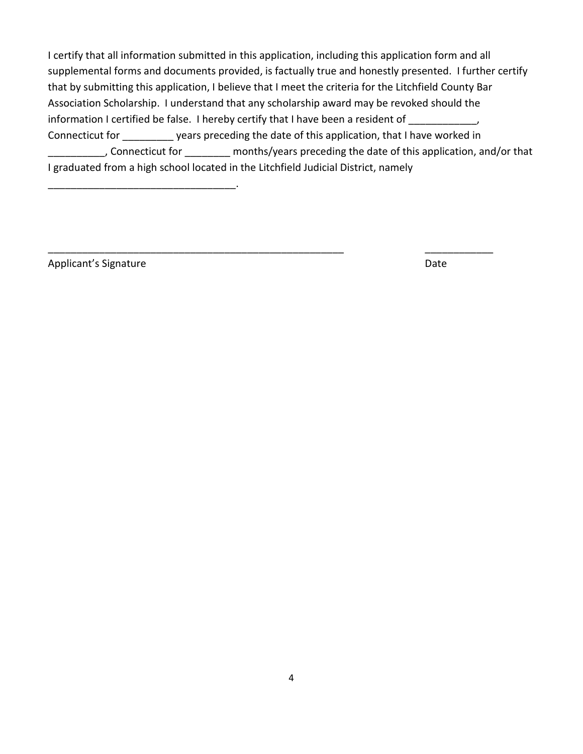I certify that all information submitted in this application, including this application form and all supplemental forms and documents provided, is factually true and honestly presented. I further certify that by submitting this application, I believe that I meet the criteria for the Litchfield County Bar Association Scholarship. I understand that any scholarship award may be revoked should the information I certified be false. I hereby certify that I have been a resident of ____________, Connecticut for _________ years preceding the date of this application, that I have worked in __________, Connecticut for ________ months/years preceding the date of this application, and/or that I graduated from a high school located in the Litchfield Judicial District, namely ________________________________.

_______________________________________________________ ____________

Applicant's Signature Date